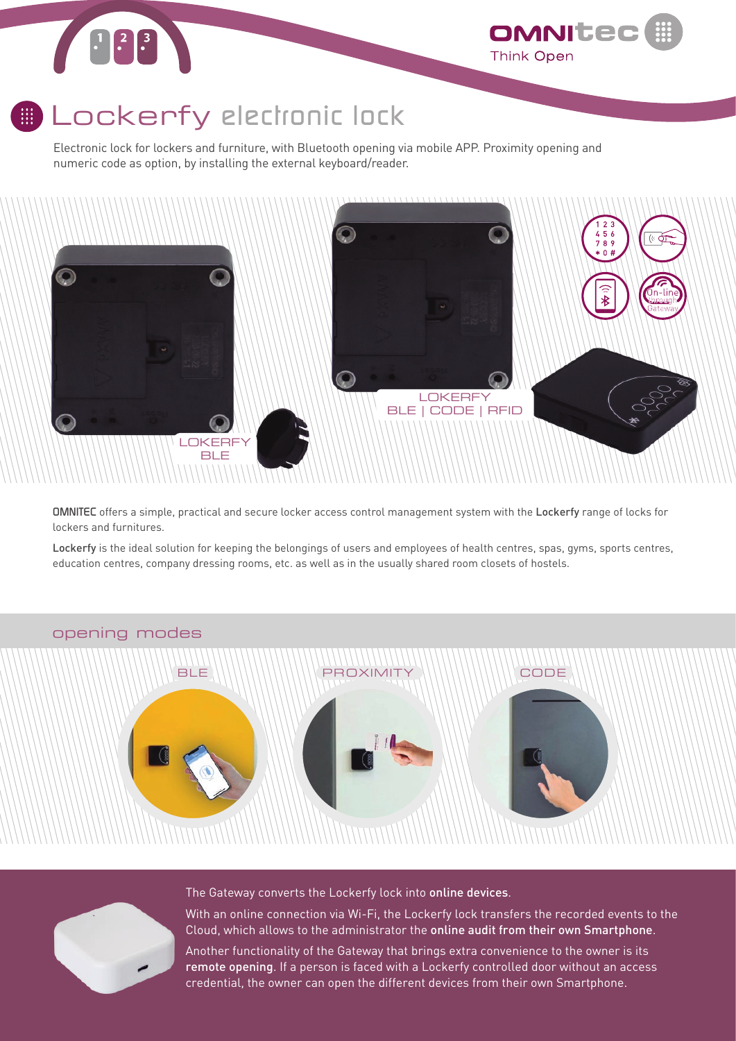# Lockerfy electronic lock

Electronic lock for lockers and furniture, with Bluetooth opening via mobile APP. Proximity opening and numeric code as option, by installing the external keyboard/reader.

LOKERFY BLE

LOKERFY BLE | CODE | RFID

**OMNITEC** offers a simple, practical and secure locker access control management system with the **Lockerfy** range of locks for lockers and furnitures.

**Lockerfy** is the ideal solution for keeping the belongings of users and employees of health centres, spas, gyms, sports centres, education centres, company dressing rooms, etc. as well as in the usually shared room closets of hostels.

## opening modes

BLE

PROXIMITY

CODE

The Gateway converts the Lockerfy lock into **online devices**.

With an online connection via Wi-Fi, the Lockerfy lock transfers the recorded events to the Cloud, which allows to the administrator the **online audit from their own Smartphone**.

Another functionality of the Gateway that brings extra convenience to the owner is its **remote opening**. If a person is faced with a Lockerfy controlled door without an access credential, the owner can open the different devices from their own Smartphone.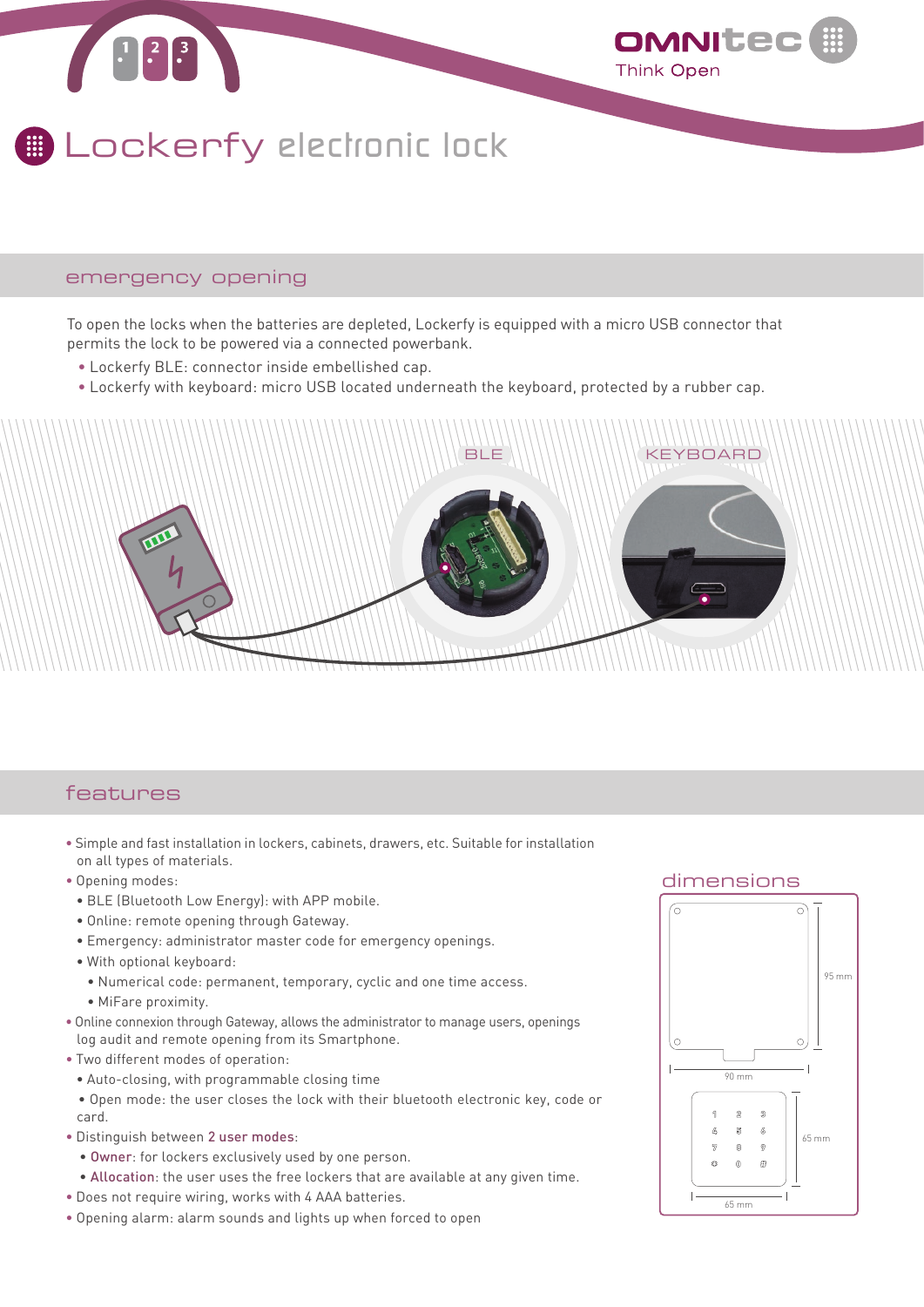# Lockerfy electronic lock

## emergency opening

To open the locks when the batteries are depleted, Lockerfy is equipped with a micro USB connector that permits the lock to be powered via a connected powerbank.

- Lockerfy BLE: connector inside embellished cap.
- Lockerfy with keyboard: micro USB located underneath the keyboard, protected by a rubber cap.

BLE

KEYBOARD

## features

- Simple and fast installation in lockers, cabinets, drawers, etc. Suitable for installation on all types of materials.
- Opening modes:
  - BLE (Bluetooth Low Energy): with APP mobile.
  - Online: remote opening through Gateway.
  - Emergency: administrator master code for emergency openings.
  - With optional keyboard:
    - Numerical code: permanent, temporary, cyclic and one time access.
    - MiFare proximity.
- Online connexion through Gateway, allows the administrator to manage users, openings log audit and remote opening from its Smartphone.
- Two different modes of operation:
  - Auto-closing, with programmable closing time
  - Open mode: the user closes the lock with their bluetooth electronic key, code or card.
- Distinguish between 2 user modes:
  - Owner: for lockers exclusively used by one person.
  - Allocation: the user uses the free lockers that are available at any given time.
- Does not require wiring, works with 4 AAA batteries.
- Opening alarm: alarm sounds and lights up when forced to open

## dimensions

95 mm

90 mm

65 mm

65 mm